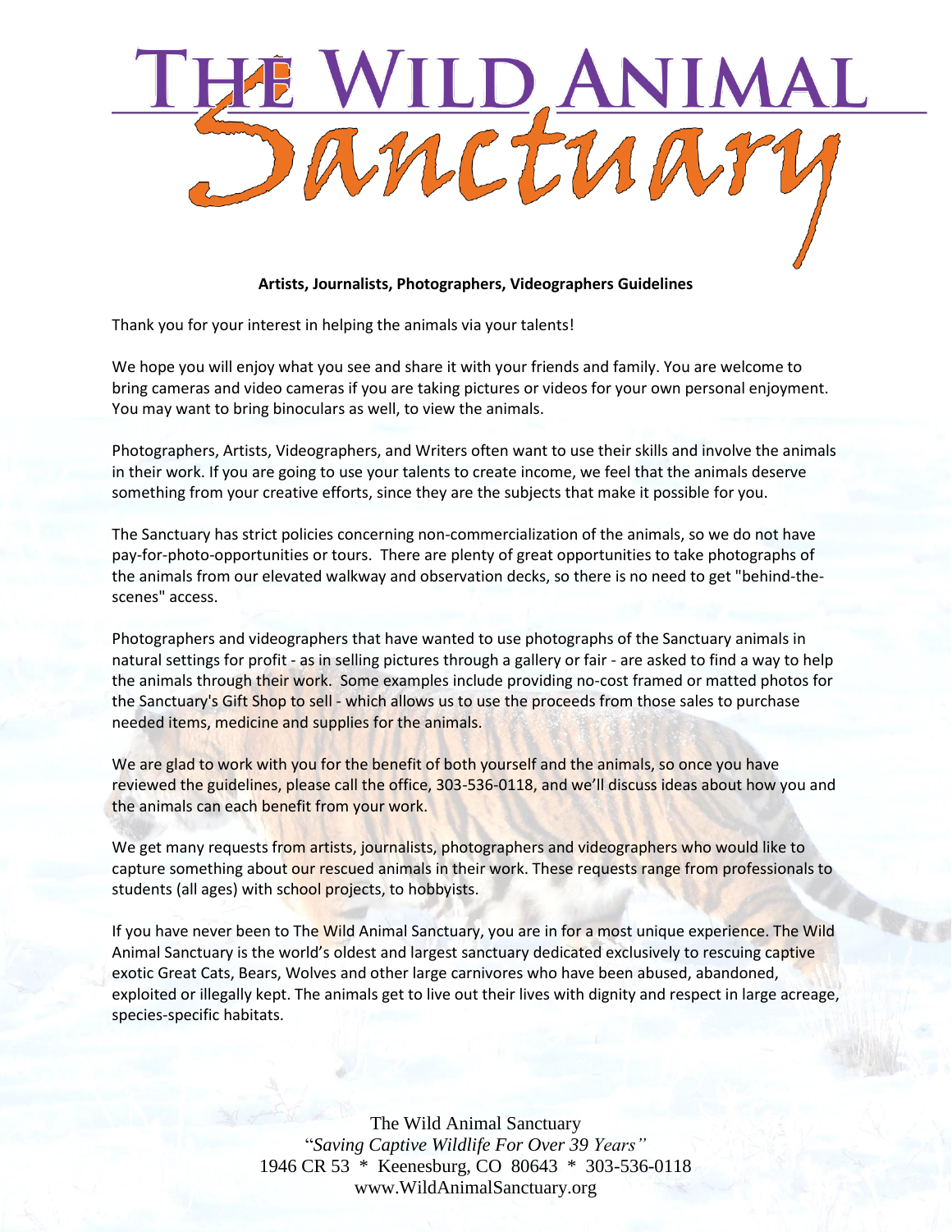# The Wild Animal Sanctuary

**Artists, Journalists, Photographers, Videographers Guidelines**

Thank you for your interest in helping the animals via your talents!

We hope you will enjoy what you see and share it with your friends and family. You are welcome to bring cameras and video cameras if you are taking pictures or videos for your own personal enjoyment. You may want to bring binoculars as well, to view the animals.

Photographers, Artists, Videographers, and Writers often want to use their skills and involve the animals in their work. If you are going to use your talents to create income, we feel that the animals deserve something from your creative efforts, since they are the subjects that make it possible for you.

The Sanctuary has strict policies concerning non-commercialization of the animals, so we do not have pay-for-photo-opportunities or tours. There are plenty of great opportunities to take photographs of the animals from our elevated walkway and observation decks, so there is no need to get "behind-the-scenes" access.

Photographers and videographers that have wanted to use photographs of the Sanctuary animals in natural settings for profit - as in selling pictures through a gallery or fair - are asked to find a way to help the animals through their work. Some examples include providing no-cost framed or matted photos for the Sanctuary's Gift Shop to sell - which allows us to use the proceeds from those sales to purchase needed items, medicine and supplies for the animals.

We are glad to work with you for the benefit of both yourself and the animals, so once you have reviewed the guidelines, please call the office, 303-536-0118, and we'll discuss ideas about how you and the animals can each benefit from your work.

We get many requests from artists, journalists, photographers and videographers who would like to capture something about our rescued animals in their work. These requests range from professionals to students (all ages) with school projects, to hobbyists.

If you have never been to The Wild Animal Sanctuary, you are in for a most unique experience. The Wild Animal Sanctuary is the world's oldest and largest sanctuary dedicated exclusively to rescuing captive exotic Great Cats, Bears, Wolves and other large carnivores who have been abused, abandoned, exploited or illegally kept. The animals get to live out their lives with dignity and respect in large acreage, species-specific habitats.

The Wild Animal Sanctuary
*"Saving Captive Wildlife For Over 39 Years"*
1946 CR 53 * Keenesburg, CO 80643 * 303-536-0118
www.WildAnimalSanctuary.org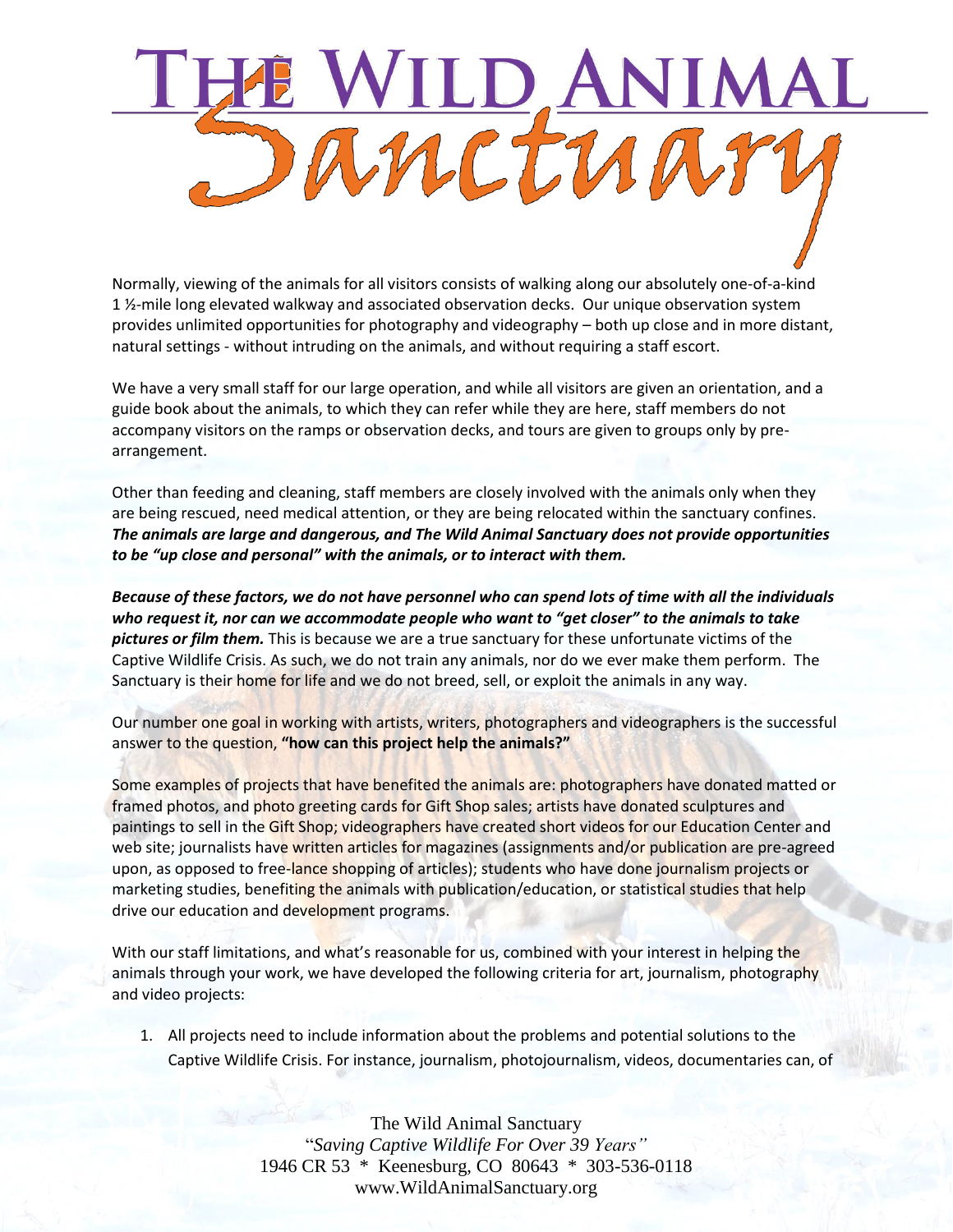Normally, viewing of the animals for all visitors consists of walking along our absolutely one-of-a-kind 1 ½-mile long elevated walkway and associated observation decks. Our unique observation system provides unlimited opportunities for photography and videography – both up close and in more distant, natural settings - without intruding on the animals, and without requiring a staff escort.

We have a very small staff for our large operation, and while all visitors are given an orientation, and a guide book about the animals, to which they can refer while they are here, staff members do not accompany visitors on the ramps or observation decks, and tours are given to groups only by pre-arrangement.

Other than feeding and cleaning, staff members are closely involved with the animals only when they are being rescued, need medical attention, or they are being relocated within the sanctuary confines. ***The animals are large and dangerous, and The Wild Animal Sanctuary does not provide opportunities to be "up close and personal" with the animals, or to interact with them.***

***Because of these factors, we do not have personnel who can spend lots of time with all the individuals who request it, nor can we accommodate people who want to "get closer" to the animals to take pictures or film them.*** This is because we are a true sanctuary for these unfortunate victims of the Captive Wildlife Crisis. As such, we do not train any animals, nor do we ever make them perform. The Sanctuary is their home for life and we do not breed, sell, or exploit the animals in any way.

Our number one goal in working with artists, writers, photographers and videographers is the successful answer to the question, **"how can this project help the animals?"**

Some examples of projects that have benefited the animals are: photographers have donated matted or framed photos, and photo greeting cards for Gift Shop sales; artists have donated sculptures and paintings to sell in the Gift Shop; videographers have created short videos for our Education Center and web site; journalists have written articles for magazines (assignments and/or publication are pre-agreed upon, as opposed to free-lance shopping of articles); students who have done journalism projects or marketing studies, benefiting the animals with publication/education, or statistical studies that help drive our education and development programs.

With our staff limitations, and what's reasonable for us, combined with your interest in helping the animals through your work, we have developed the following criteria for art, journalism, photography and video projects:

1. All projects need to include information about the problems and potential solutions to the Captive Wildlife Crisis. For instance, journalism, photojournalism, videos, documentaries can, of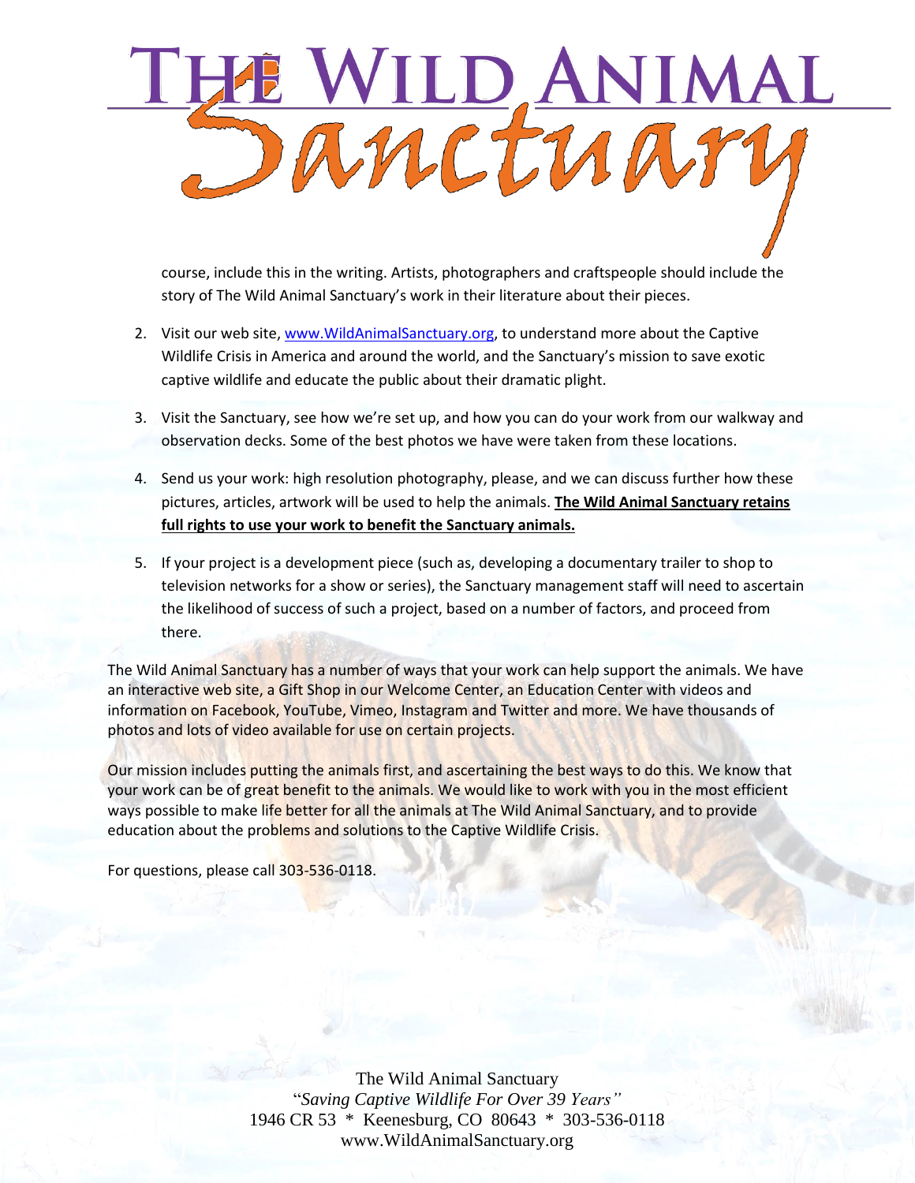course, include this in the writing. Artists, photographers and craftspeople should include the story of The Wild Animal Sanctuary's work in their literature about their pieces.

2. Visit our web site, [www.WildAnimalSanctuary.org](http://www.WildAnimalSanctuary.org), to understand more about the Captive Wildlife Crisis in America and around the world, and the Sanctuary's mission to save exotic captive wildlife and educate the public about their dramatic plight.

3. Visit the Sanctuary, see how we're set up, and how you can do your work from our walkway and observation decks. Some of the best photos we have were taken from these locations.

4. Send us your work: high resolution photography, please, and we can discuss further how these pictures, articles, artwork will be used to help the animals. **The Wild Animal Sanctuary retains full rights to use your work to benefit the Sanctuary animals.**

5. If your project is a development piece (such as, developing a documentary trailer to shop to television networks for a show or series), the Sanctuary management staff will need to ascertain the likelihood of success of such a project, based on a number of factors, and proceed from there.

The Wild Animal Sanctuary has a number of ways that your work can help support the animals. We have an interactive web site, a Gift Shop in our Welcome Center, an Education Center with videos and information on Facebook, YouTube, Vimeo, Instagram and Twitter and more. We have thousands of photos and lots of video available for use on certain projects.

Our mission includes putting the animals first, and ascertaining the best ways to do this. We know that your work can be of great benefit to the animals. We would like to work with you in the most efficient ways possible to make life better for all the animals at The Wild Animal Sanctuary, and to provide education about the problems and solutions to the Captive Wildlife Crisis.

For questions, please call 303-536-0118.